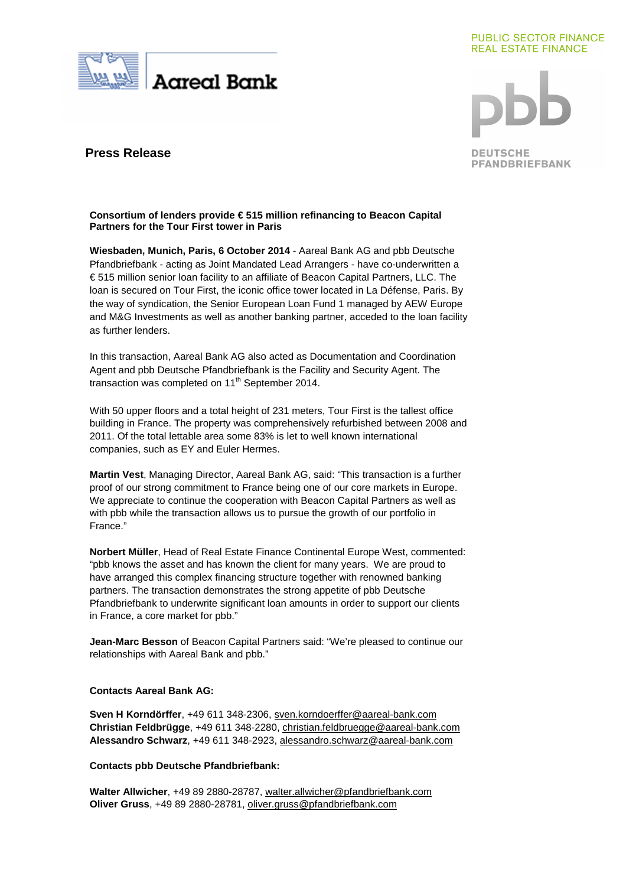Aareal Bank

PUBLIC SECTOR FINANCE
REAL ESTATE FINANCE

pbb DEUTSCHE PFANDBRIEFBANK

## Press Release

**Consortium of lenders provide € 515 million refinancing to Beacon Capital Partners for the Tour First tower in Paris**

**Wiesbaden, Munich, Paris, 6 October 2014** - Aareal Bank AG and pbb Deutsche Pfandbriefbank - acting as Joint Mandated Lead Arrangers - have co-underwritten a € 515 million senior loan facility to an affiliate of Beacon Capital Partners, LLC. The loan is secured on Tour First, the iconic office tower located in La Défense, Paris. By the way of syndication, the Senior European Loan Fund 1 managed by AEW Europe and M&G Investments as well as another banking partner, acceded to the loan facility as further lenders.

In this transaction, Aareal Bank AG also acted as Documentation and Coordination Agent and pbb Deutsche Pfandbriefbank is the Facility and Security Agent. The transaction was completed on 11th September 2014.

With 50 upper floors and a total height of 231 meters, Tour First is the tallest office building in France. The property was comprehensively refurbished between 2008 and 2011. Of the total lettable area some 83% is let to well known international companies, such as EY and Euler Hermes.

**Martin Vest**, Managing Director, Aareal Bank AG, said: "This transaction is a further proof of our strong commitment to France being one of our core markets in Europe. We appreciate to continue the cooperation with Beacon Capital Partners as well as with pbb while the transaction allows us to pursue the growth of our portfolio in France."

**Norbert Müller**, Head of Real Estate Finance Continental Europe West, commented: "pbb knows the asset and has known the client for many years. We are proud to have arranged this complex financing structure together with renowned banking partners. The transaction demonstrates the strong appetite of pbb Deutsche Pfandbriefbank to underwrite significant loan amounts in order to support our clients in France, a core market for pbb."

**Jean-Marc Besson** of Beacon Capital Partners said: "We're pleased to continue our relationships with Aareal Bank and pbb."

**Contacts Aareal Bank AG:**

**Sven H Korndörffer**, +49 611 348-2306, sven.korndoerffer@aareal-bank.com
**Christian Feldbrügge**, +49 611 348-2280, christian.feldbruegge@aareal-bank.com
**Alessandro Schwarz**, +49 611 348-2923, alessandro.schwarz@aareal-bank.com

**Contacts pbb Deutsche Pfandbriefbank:**

**Walter Allwicher**, +49 89 2880-28787, walter.allwicher@pfandbriefbank.com
**Oliver Gruss**, +49 89 2880-28781, oliver.gruss@pfandbriefbank.com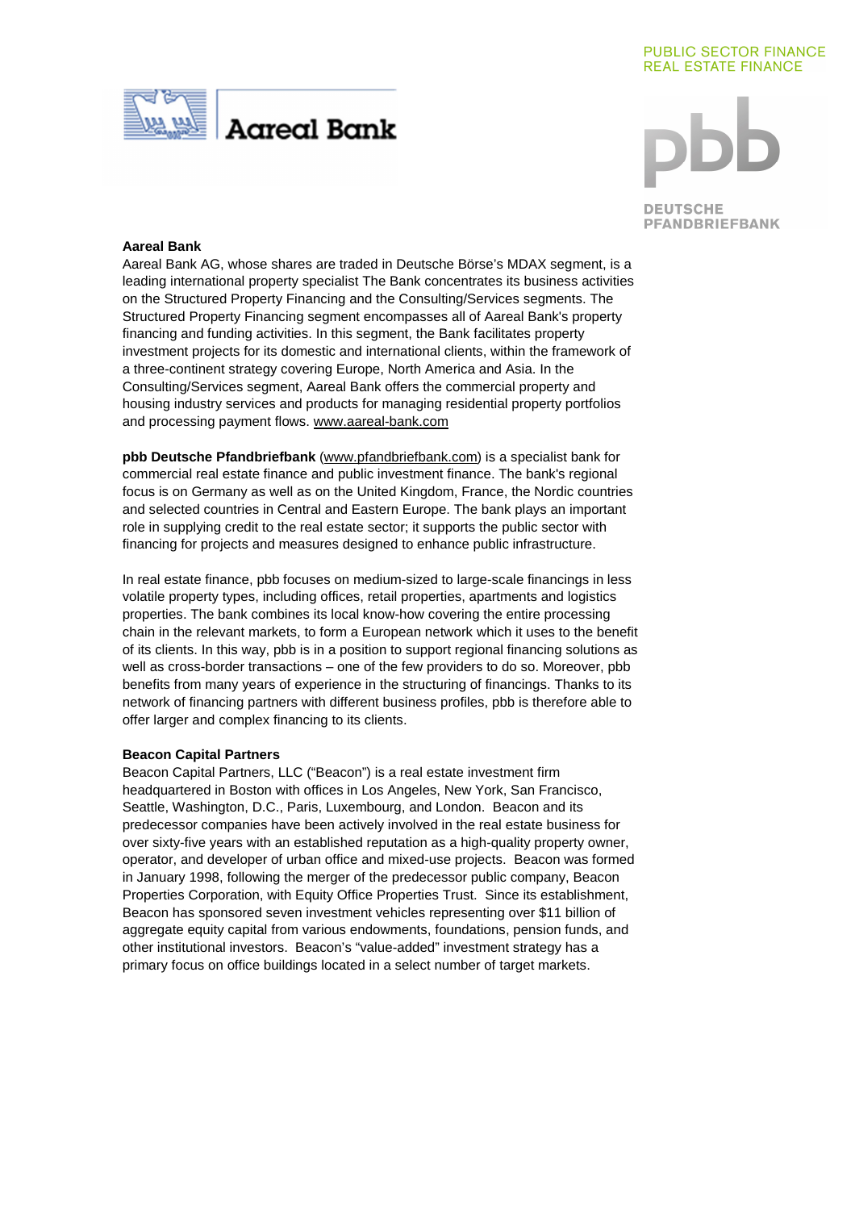PUBLIC SECTOR FINANCE
REAL ESTATE FINANCE

**Aareal Bank**

Aareal Bank AG, whose shares are traded in Deutsche Börse's MDAX segment, is a leading international property specialist The Bank concentrates its business activities on the Structured Property Financing and the Consulting/Services segments. The Structured Property Financing segment encompasses all of Aareal Bank's property financing and funding activities. In this segment, the Bank facilitates property investment projects for its domestic and international clients, within the framework of a three-continent strategy covering Europe, North America and Asia. In the Consulting/Services segment, Aareal Bank offers the commercial property and housing industry services and products for managing residential property portfolios and processing payment flows. www.aareal-bank.com

**pbb Deutsche Pfandbriefbank** (www.pfandbriefbank.com) is a specialist bank for commercial real estate finance and public investment finance. The bank's regional focus is on Germany as well as on the United Kingdom, France, the Nordic countries and selected countries in Central and Eastern Europe. The bank plays an important role in supplying credit to the real estate sector; it supports the public sector with financing for projects and measures designed to enhance public infrastructure.

In real estate finance, pbb focuses on medium-sized to large-scale financings in less volatile property types, including offices, retail properties, apartments and logistics properties. The bank combines its local know-how covering the entire processing chain in the relevant markets, to form a European network which it uses to the benefit of its clients. In this way, pbb is in a position to support regional financing solutions as well as cross-border transactions – one of the few providers to do so. Moreover, pbb benefits from many years of experience in the structuring of financings. Thanks to its network of financing partners with different business profiles, pbb is therefore able to offer larger and complex financing to its clients.

**Beacon Capital Partners**

Beacon Capital Partners, LLC ("Beacon") is a real estate investment firm headquartered in Boston with offices in Los Angeles, New York, San Francisco, Seattle, Washington, D.C., Paris, Luxembourg, and London. Beacon and its predecessor companies have been actively involved in the real estate business for over sixty-five years with an established reputation as a high-quality property owner, operator, and developer of urban office and mixed-use projects. Beacon was formed in January 1998, following the merger of the predecessor public company, Beacon Properties Corporation, with Equity Office Properties Trust. Since its establishment, Beacon has sponsored seven investment vehicles representing over $11 billion of aggregate equity capital from various endowments, foundations, pension funds, and other institutional investors. Beacon's "value-added" investment strategy has a primary focus on office buildings located in a select number of target markets.